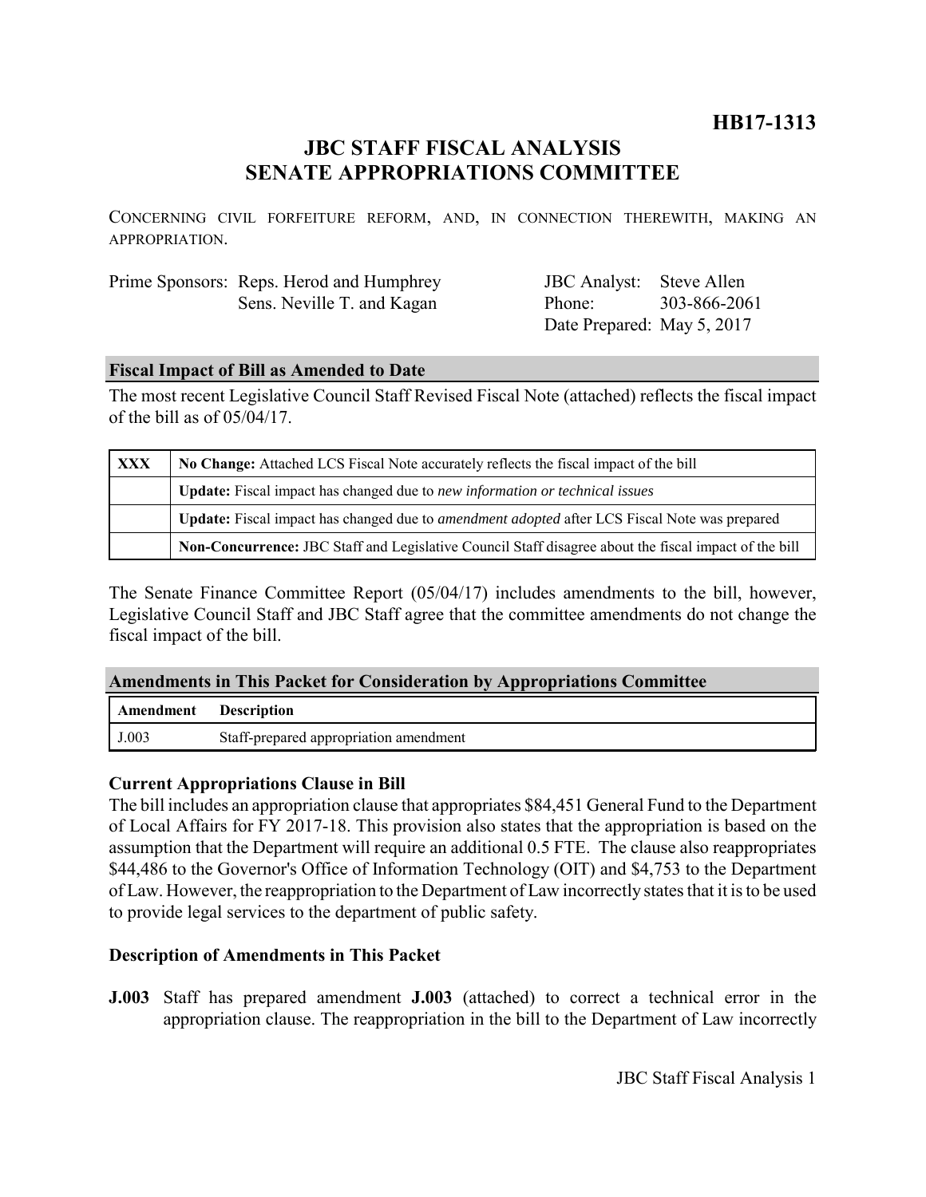**HB17-1313**

# JBC STAFF FISCAL ANALYSIS
# SENATE APPROPRIATIONS COMMITTEE

CONCERNING CIVIL FORFEITURE REFORM, AND, IN CONNECTION THEREWITH, MAKING AN APPROPRIATION.

| | | | |
|---|---|---|---|
| Prime Sponsors: | Reps. Herod and Humphrey | JBC Analyst: | Steve Allen |
| | Sens. Neville T. and Kagan | Phone: | 303-866-2061 |
| | | Date Prepared: | May 5, 2017 |

## Fiscal Impact of Bill as Amended to Date

The most recent Legislative Council Staff Revised Fiscal Note (attached) reflects the fiscal impact of the bill as of 05/04/17.

| | |
|---|---|
| **XXX** | **No Change:** Attached LCS Fiscal Note accurately reflects the fiscal impact of the bill |
| | **Update:** Fiscal impact has changed due to *new information or technical issues* |
| | **Update:** Fiscal impact has changed due to *amendment adopted* after LCS Fiscal Note was prepared |
| | **Non-Concurrence:** JBC Staff and Legislative Council Staff disagree about the fiscal impact of the bill |

The Senate Finance Committee Report (05/04/17) includes amendments to the bill, however, Legislative Council Staff and JBC Staff agree that the committee amendments do not change the fiscal impact of the bill.

## Amendments in This Packet for Consideration by Appropriations Committee

| Amendment | Description |
|---|---|
| J.003 | Staff-prepared appropriation amendment |

### Current Appropriations Clause in Bill

The bill includes an appropriation clause that appropriates $84,451 General Fund to the Department of Local Affairs for FY 2017-18. This provision also states that the appropriation is based on the assumption that the Department will require an additional 0.5 FTE. The clause also reappropriates $44,486 to the Governor's Office of Information Technology (OIT) and $4,753 to the Department of Law. However, the reappropriation to the Department of Law incorrectly states that it is to be used to provide legal services to the department of public safety.

### Description of Amendments in This Packet

**J.003** Staff has prepared amendment **J.003** (attached) to correct a technical error in the appropriation clause. The reappropriation in the bill to the Department of Law incorrectly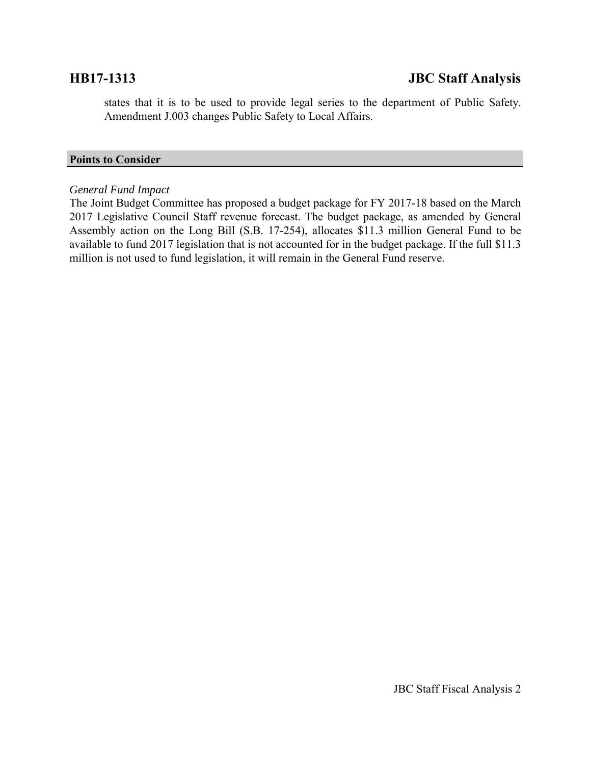states that it is to be used to provide legal series to the department of Public Safety. Amendment J.003 changes Public Safety to Local Affairs.

## Points to Consider

*General Fund Impact*

The Joint Budget Committee has proposed a budget package for FY 2017-18 based on the March 2017 Legislative Council Staff revenue forecast. The budget package, as amended by General Assembly action on the Long Bill (S.B. 17-254), allocates $11.3 million General Fund to be available to fund 2017 legislation that is not accounted for in the budget package. If the full $11.3 million is not used to fund legislation, it will remain in the General Fund reserve.